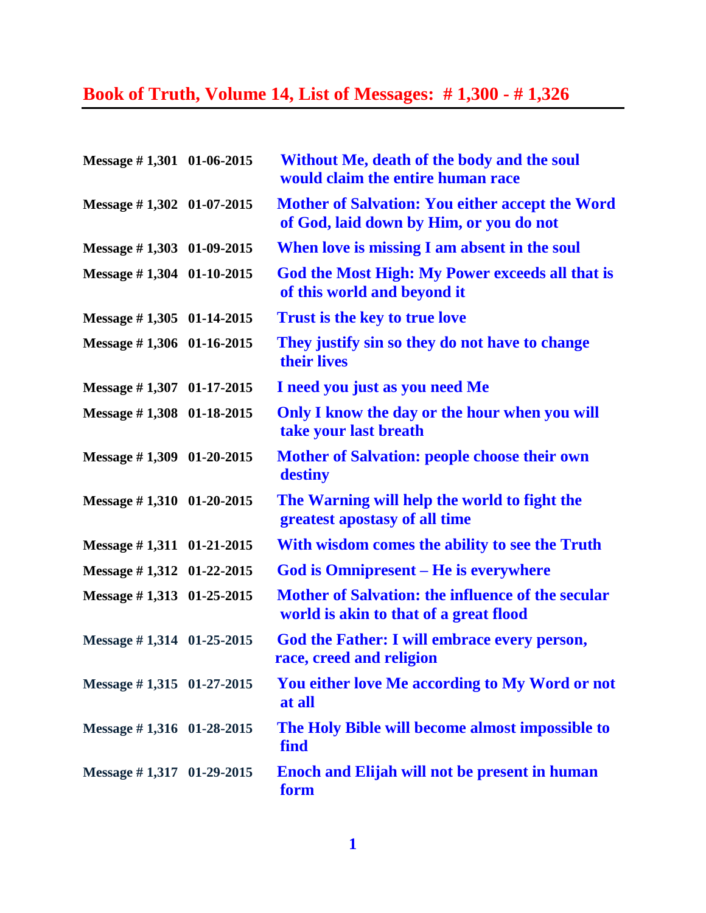# Book of Truth, Volume 14, List of Messages: # 1,300 - # 1,326

| | | |
|---|---|---|
| **Message # 1,301** | **01-06-2015** | **Without Me, death of the body and the soul would claim the entire human race** |
| **Message # 1,302** | **01-07-2015** | **Mother of Salvation: You either accept the Word of God, laid down by Him, or you do not** |
| **Message # 1,303** | **01-09-2015** | **When love is missing I am absent in the soul** |
| **Message # 1,304** | **01-10-2015** | **God the Most High: My Power exceeds all that is of this world and beyond it** |
| **Message # 1,305** | **01-14-2015** | **Trust is the key to true love** |
| **Message # 1,306** | **01-16-2015** | **They justify sin so they do not have to change their lives** |
| **Message # 1,307** | **01-17-2015** | **I need you just as you need Me** |
| **Message # 1,308** | **01-18-2015** | **Only I know the day or the hour when you will take your last breath** |
| **Message # 1,309** | **01-20-2015** | **Mother of Salvation: people choose their own destiny** |
| **Message # 1,310** | **01-20-2015** | **The Warning will help the world to fight the greatest apostasy of all time** |
| **Message # 1,311** | **01-21-2015** | **With wisdom comes the ability to see the Truth** |
| **Message # 1,312** | **01-22-2015** | **God is Omnipresent – He is everywhere** |
| **Message # 1,313** | **01-25-2015** | **Mother of Salvation: the influence of the secular world is akin to that of a great flood** |
| **Message # 1,314** | **01-25-2015** | **God the Father: I will embrace every person, race, creed and religion** |
| **Message # 1,315** | **01-27-2015** | **You either love Me according to My Word or not at all** |
| **Message # 1,316** | **01-28-2015** | **The Holy Bible will become almost impossible to find** |
| **Message # 1,317** | **01-29-2015** | **Enoch and Elijah will not be present in human form** |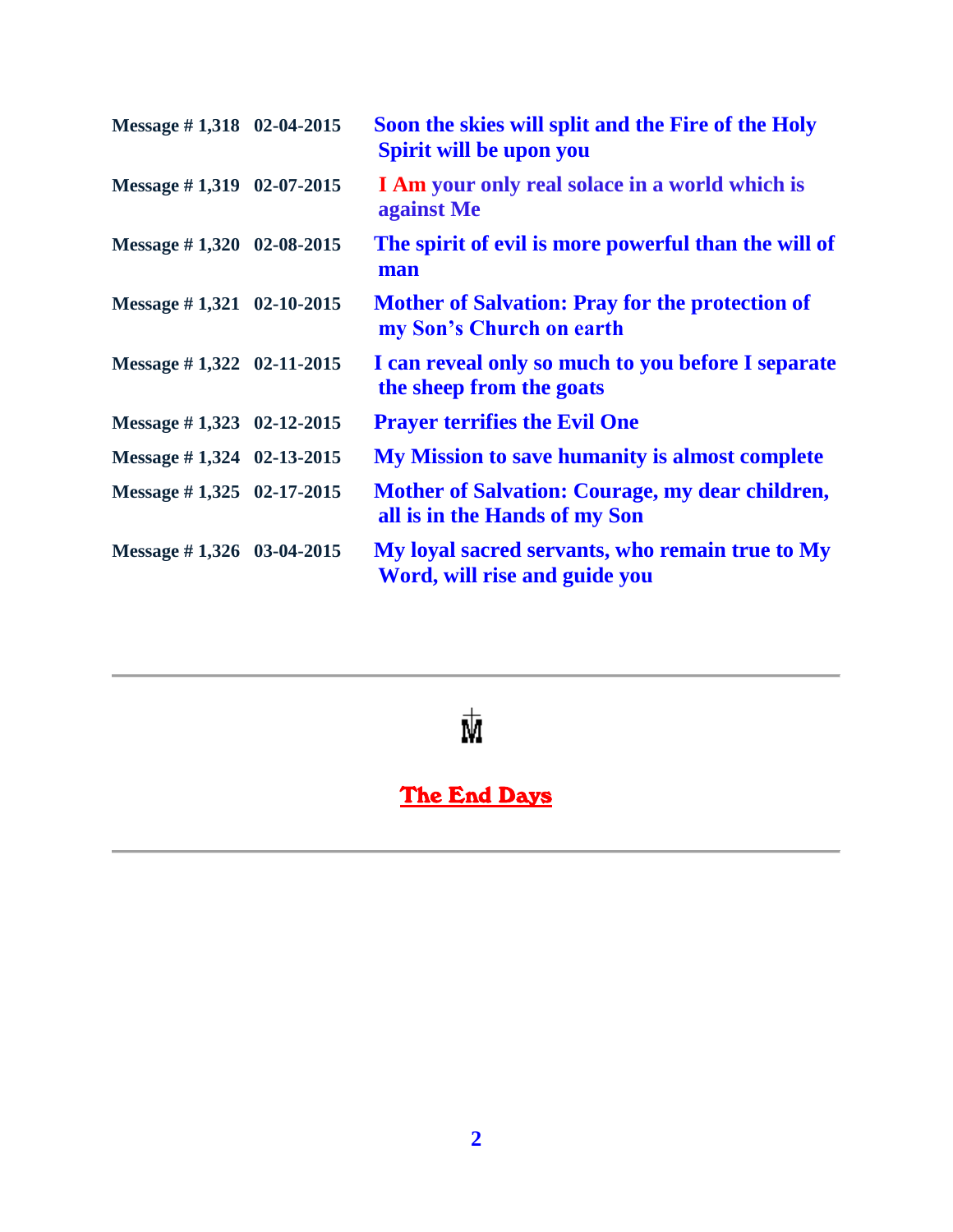| | | |
|---|---|---|
| **Message # 1,318** | **02-04-2015** | **Soon the skies will split and the Fire of the Holy Spirit will be upon you** |
| **Message # 1,319** | **02-07-2015** | **I Am your only real solace in a world which is against Me** |
| **Message # 1,320** | **02-08-2015** | **The spirit of evil is more powerful than the will of man** |
| **Message # 1,321** | **02-10-2015** | **Mother of Salvation: Pray for the protection of my Son's Church on earth** |
| **Message # 1,322** | **02-11-2015** | **I can reveal only so much to you before I separate the sheep from the goats** |
| **Message # 1,323** | **02-12-2015** | **Prayer terrifies the Evil One** |
| **Message # 1,324** | **02-13-2015** | **My Mission to save humanity is almost complete** |
| **Message # 1,325** | **02-17-2015** | **Mother of Salvation: Courage, my dear children, all is in the Hands of my Son** |
| **Message # 1,326** | **03-04-2015** | **My loyal sacred servants, who remain true to My Word, will rise and guide you** |

---

**The End Days**

---